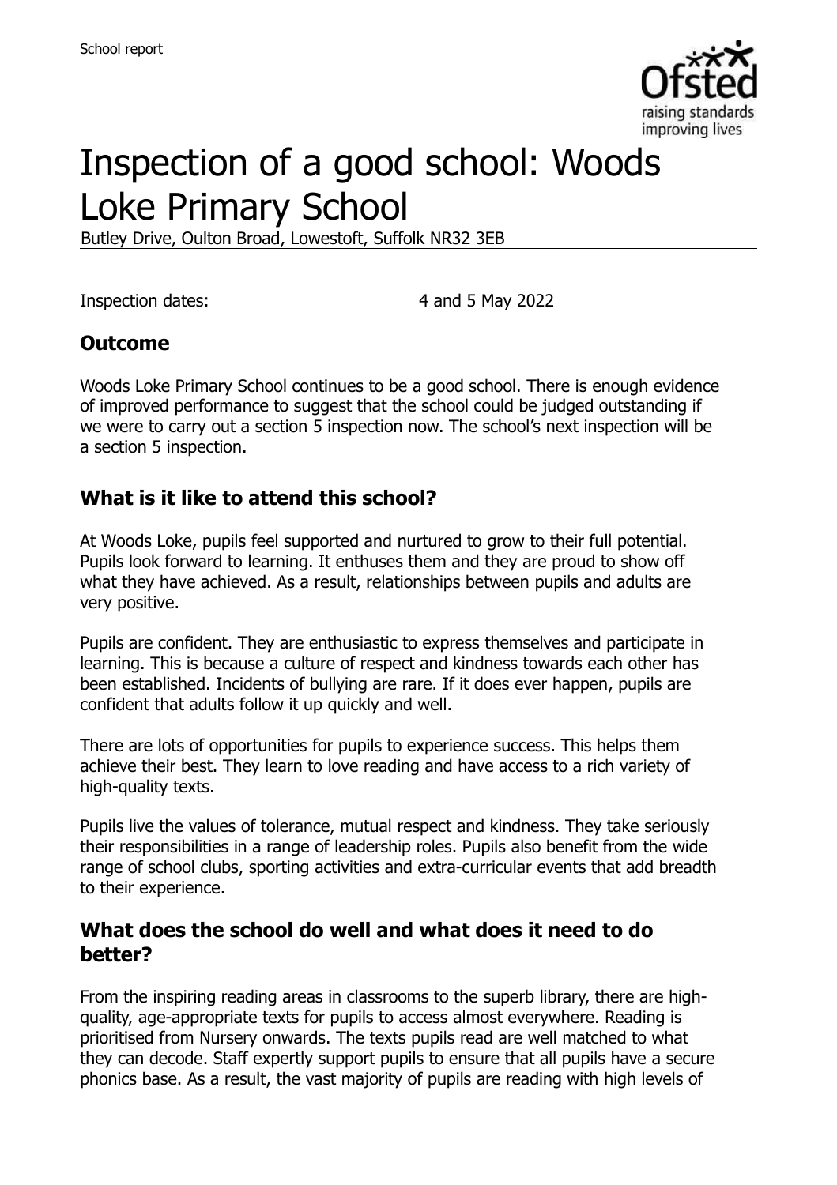# Inspection of a good school: Woods Loke Primary School

Butley Drive, Oulton Broad, Lowestoft, Suffolk NR32 3EB

Inspection dates: 4 and 5 May 2022

## Outcome

Woods Loke Primary School continues to be a good school. There is enough evidence of improved performance to suggest that the school could be judged outstanding if we were to carry out a section 5 inspection now. The school's next inspection will be a section 5 inspection.

## What is it like to attend this school?

At Woods Loke, pupils feel supported and nurtured to grow to their full potential. Pupils look forward to learning. It enthuses them and they are proud to show off what they have achieved. As a result, relationships between pupils and adults are very positive.

Pupils are confident. They are enthusiastic to express themselves and participate in learning. This is because a culture of respect and kindness towards each other has been established. Incidents of bullying are rare. If it does ever happen, pupils are confident that adults follow it up quickly and well.

There are lots of opportunities for pupils to experience success. This helps them achieve their best. They learn to love reading and have access to a rich variety of high-quality texts.

Pupils live the values of tolerance, mutual respect and kindness. They take seriously their responsibilities in a range of leadership roles. Pupils also benefit from the wide range of school clubs, sporting activities and extra-curricular events that add breadth to their experience.

## What does the school do well and what does it need to do better?

From the inspiring reading areas in classrooms to the superb library, there are high-quality, age-appropriate texts for pupils to access almost everywhere. Reading is prioritised from Nursery onwards. The texts pupils read are well matched to what they can decode. Staff expertly support pupils to ensure that all pupils have a secure phonics base. As a result, the vast majority of pupils are reading with high levels of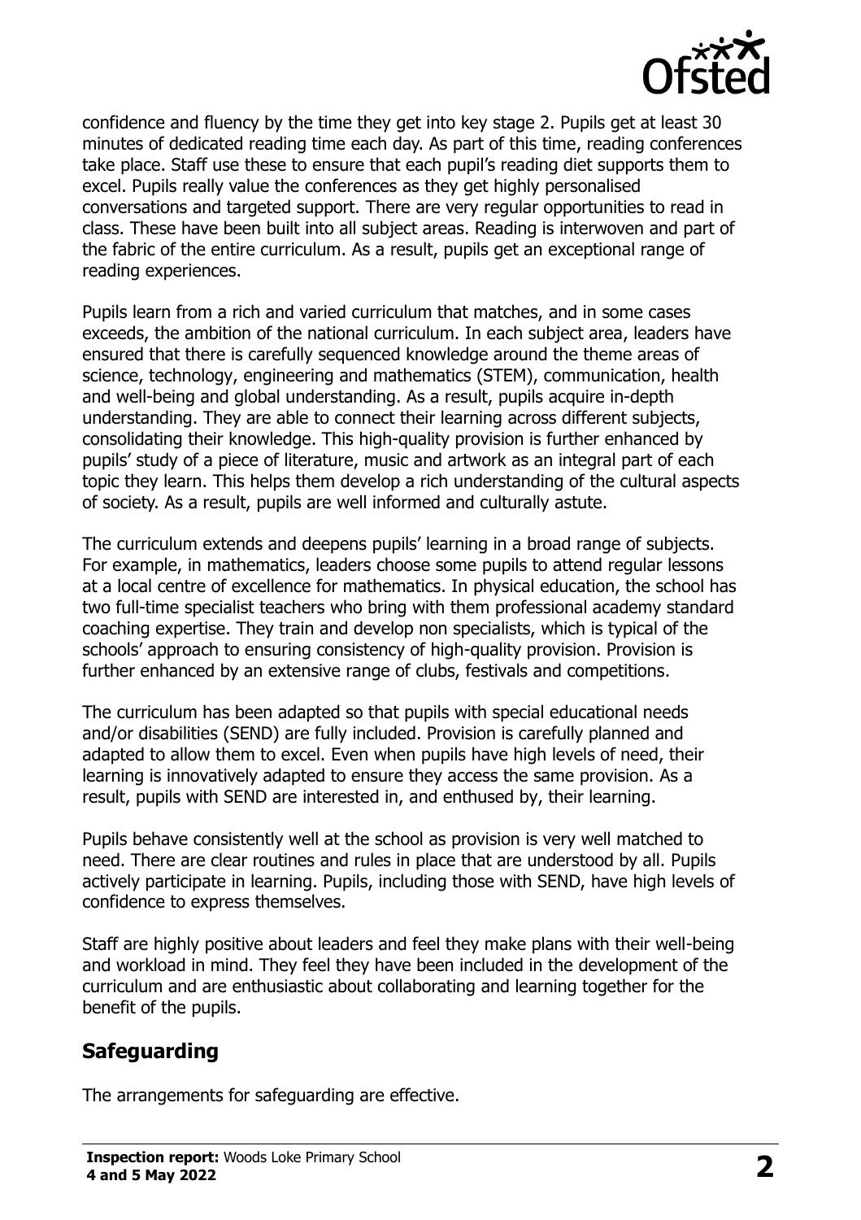confidence and fluency by the time they get into key stage 2. Pupils get at least 30 minutes of dedicated reading time each day. As part of this time, reading conferences take place. Staff use these to ensure that each pupil's reading diet supports them to excel. Pupils really value the conferences as they get highly personalised conversations and targeted support. There are very regular opportunities to read in class. These have been built into all subject areas. Reading is interwoven and part of the fabric of the entire curriculum. As a result, pupils get an exceptional range of reading experiences.

Pupils learn from a rich and varied curriculum that matches, and in some cases exceeds, the ambition of the national curriculum. In each subject area, leaders have ensured that there is carefully sequenced knowledge around the theme areas of science, technology, engineering and mathematics (STEM), communication, health and well-being and global understanding. As a result, pupils acquire in-depth understanding. They are able to connect their learning across different subjects, consolidating their knowledge. This high-quality provision is further enhanced by pupils' study of a piece of literature, music and artwork as an integral part of each topic they learn. This helps them develop a rich understanding of the cultural aspects of society. As a result, pupils are well informed and culturally astute.

The curriculum extends and deepens pupils' learning in a broad range of subjects. For example, in mathematics, leaders choose some pupils to attend regular lessons at a local centre of excellence for mathematics. In physical education, the school has two full-time specialist teachers who bring with them professional academy standard coaching expertise. They train and develop non specialists, which is typical of the schools' approach to ensuring consistency of high-quality provision. Provision is further enhanced by an extensive range of clubs, festivals and competitions.

The curriculum has been adapted so that pupils with special educational needs and/or disabilities (SEND) are fully included. Provision is carefully planned and adapted to allow them to excel. Even when pupils have high levels of need, their learning is innovatively adapted to ensure they access the same provision. As a result, pupils with SEND are interested in, and enthused by, their learning.

Pupils behave consistently well at the school as provision is very well matched to need. There are clear routines and rules in place that are understood by all. Pupils actively participate in learning. Pupils, including those with SEND, have high levels of confidence to express themselves.

Staff are highly positive about leaders and feel they make plans with their well-being and workload in mind. They feel they have been included in the development of the curriculum and are enthusiastic about collaborating and learning together for the benefit of the pupils.

## Safeguarding

The arrangements for safeguarding are effective.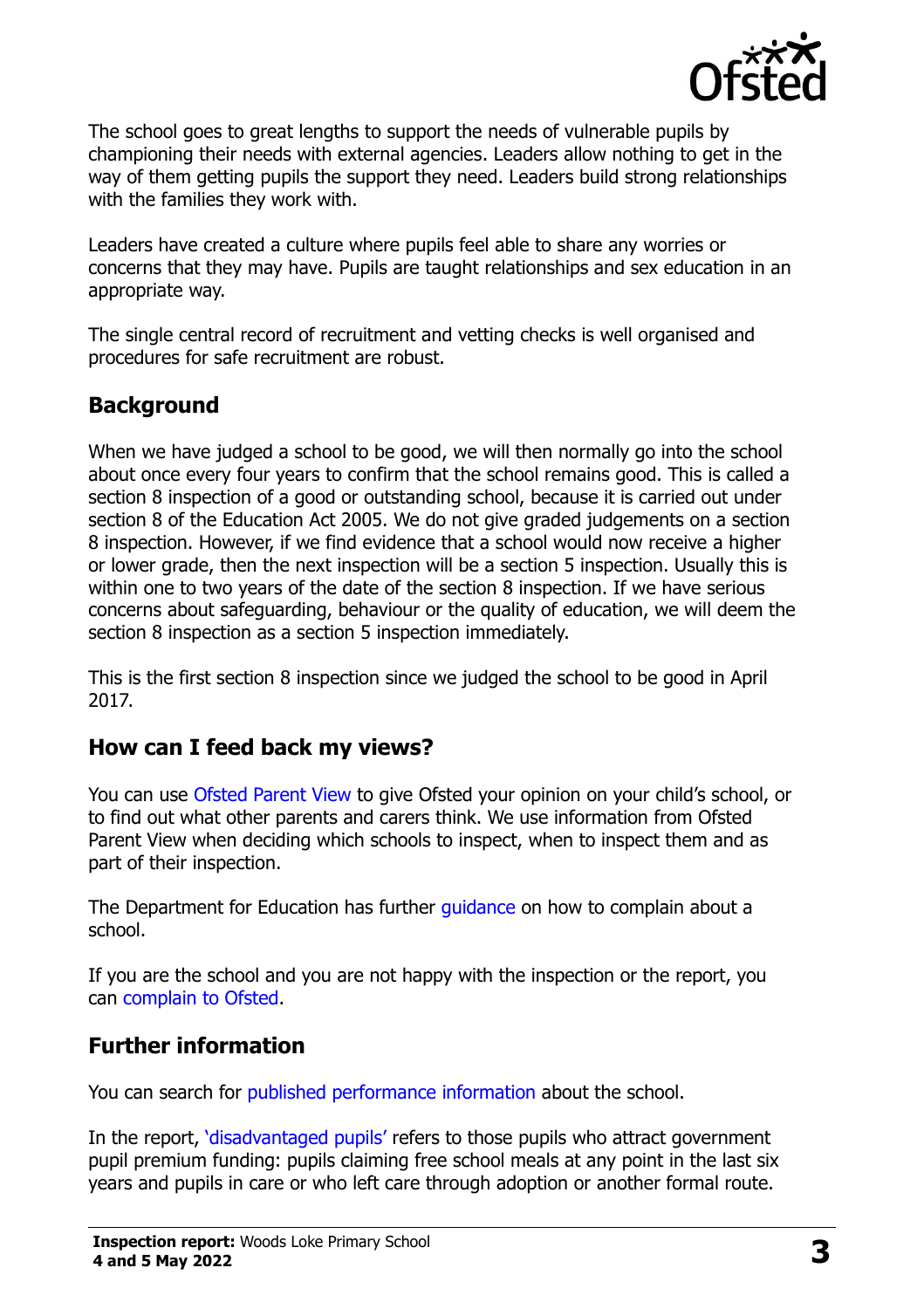The school goes to great lengths to support the needs of vulnerable pupils by championing their needs with external agencies. Leaders allow nothing to get in the way of them getting pupils the support they need. Leaders build strong relationships with the families they work with.

Leaders have created a culture where pupils feel able to share any worries or concerns that they may have. Pupils are taught relationships and sex education in an appropriate way.

The single central record of recruitment and vetting checks is well organised and procedures for safe recruitment are robust.

## Background

When we have judged a school to be good, we will then normally go into the school about once every four years to confirm that the school remains good. This is called a section 8 inspection of a good or outstanding school, because it is carried out under section 8 of the Education Act 2005. We do not give graded judgements on a section 8 inspection. However, if we find evidence that a school would now receive a higher or lower grade, then the next inspection will be a section 5 inspection. Usually this is within one to two years of the date of the section 8 inspection. If we have serious concerns about safeguarding, behaviour or the quality of education, we will deem the section 8 inspection as a section 5 inspection immediately.

This is the first section 8 inspection since we judged the school to be good in April 2017.

## How can I feed back my views?

You can use Ofsted Parent View to give Ofsted your opinion on your child's school, or to find out what other parents and carers think. We use information from Ofsted Parent View when deciding which schools to inspect, when to inspect them and as part of their inspection.

The Department for Education has further guidance on how to complain about a school.

If you are the school and you are not happy with the inspection or the report, you can complain to Ofsted.

## Further information

You can search for published performance information about the school.

In the report, 'disadvantaged pupils' refers to those pupils who attract government pupil premium funding: pupils claiming free school meals at any point in the last six years and pupils in care or who left care through adoption or another formal route.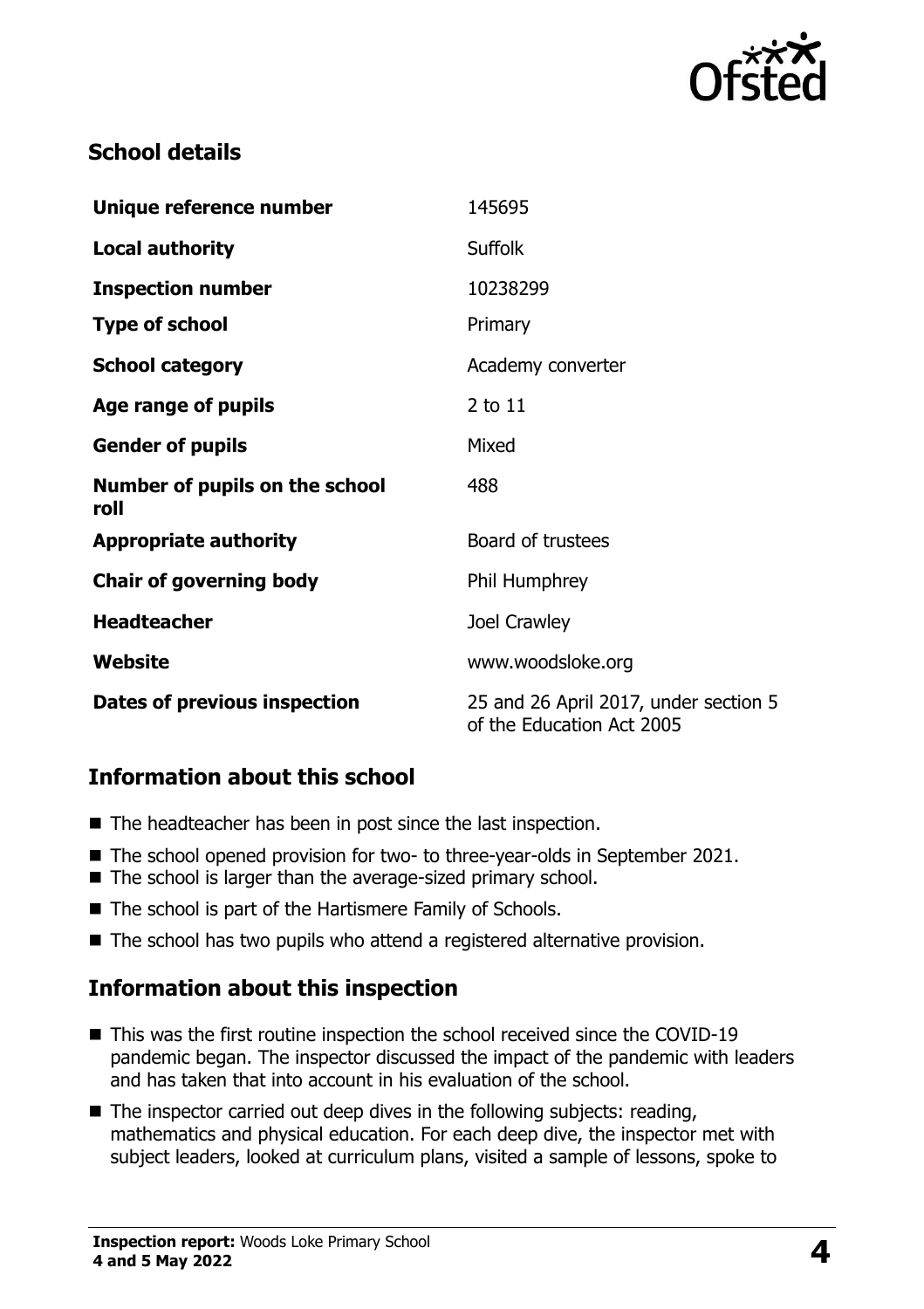## School details

| | |
|---|---|
| **Unique reference number** | 145695 |
| **Local authority** | Suffolk |
| **Inspection number** | 10238299 |
| **Type of school** | Primary |
| **School category** | Academy converter |
| **Age range of pupils** | 2 to 11 |
| **Gender of pupils** | Mixed |
| **Number of pupils on the school roll** | 488 |
| **Appropriate authority** | Board of trustees |
| **Chair of governing body** | Phil Humphrey |
| **Headteacher** | Joel Crawley |
| **Website** | www.woodsloke.org |
| **Dates of previous inspection** | 25 and 26 April 2017, under section 5 of the Education Act 2005 |

## Information about this school

- The headteacher has been in post since the last inspection.
- The school opened provision for two- to three-year-olds in September 2021.
- The school is larger than the average-sized primary school.
- The school is part of the Hartismere Family of Schools.
- The school has two pupils who attend a registered alternative provision.

## Information about this inspection

- This was the first routine inspection the school received since the COVID-19 pandemic began. The inspector discussed the impact of the pandemic with leaders and has taken that into account in his evaluation of the school.
- The inspector carried out deep dives in the following subjects: reading, mathematics and physical education. For each deep dive, the inspector met with subject leaders, looked at curriculum plans, visited a sample of lessons, spoke to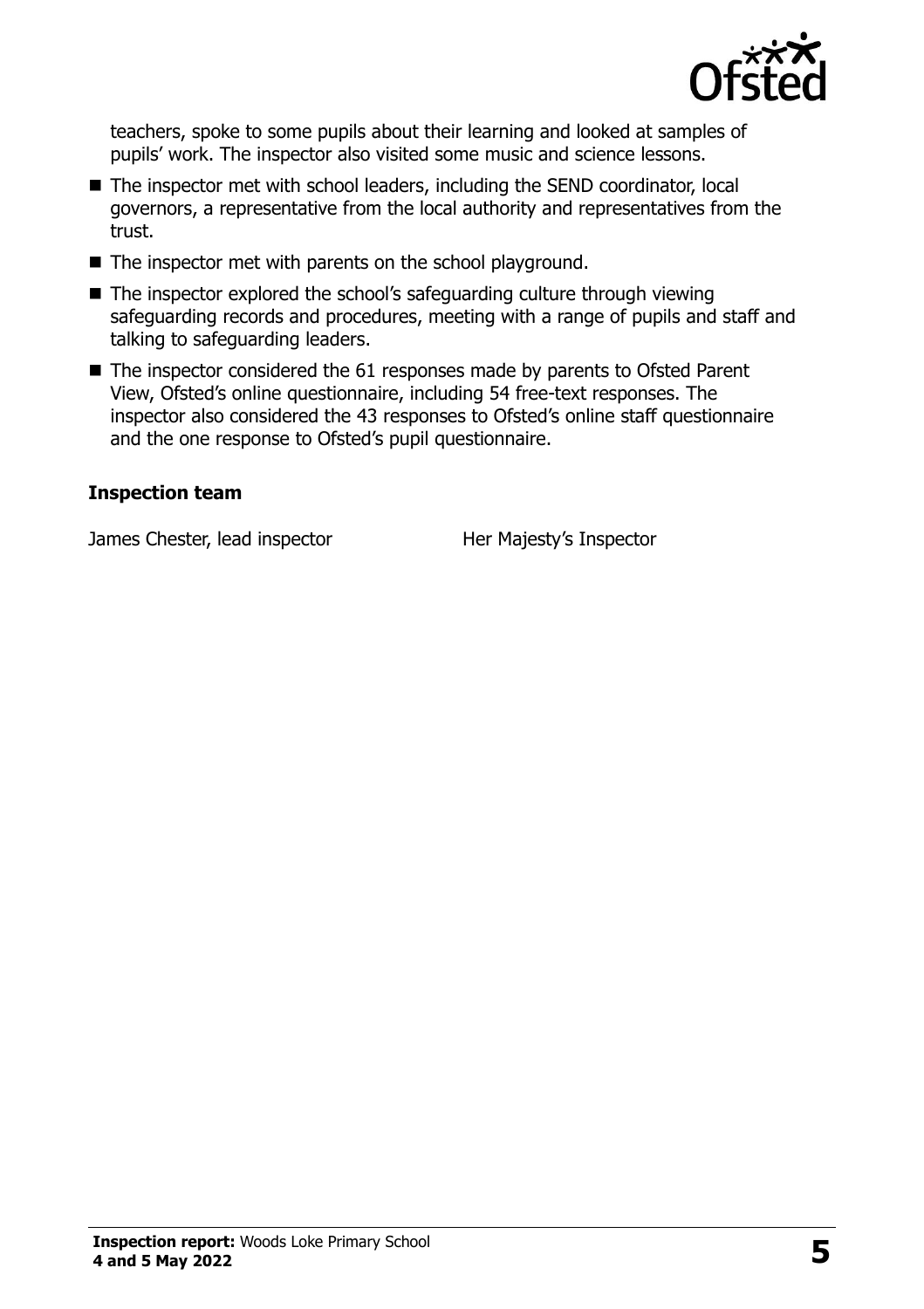teachers, spoke to some pupils about their learning and looked at samples of pupils' work. The inspector also visited some music and science lessons.

- The inspector met with school leaders, including the SEND coordinator, local governors, a representative from the local authority and representatives from the trust.
- The inspector met with parents on the school playground.
- The inspector explored the school's safeguarding culture through viewing safeguarding records and procedures, meeting with a range of pupils and staff and talking to safeguarding leaders.
- The inspector considered the 61 responses made by parents to Ofsted Parent View, Ofsted's online questionnaire, including 54 free-text responses. The inspector also considered the 43 responses to Ofsted's online staff questionnaire and the one response to Ofsted's pupil questionnaire.

### Inspection team

| | |
|---|---|
| James Chester, lead inspector | Her Majesty's Inspector |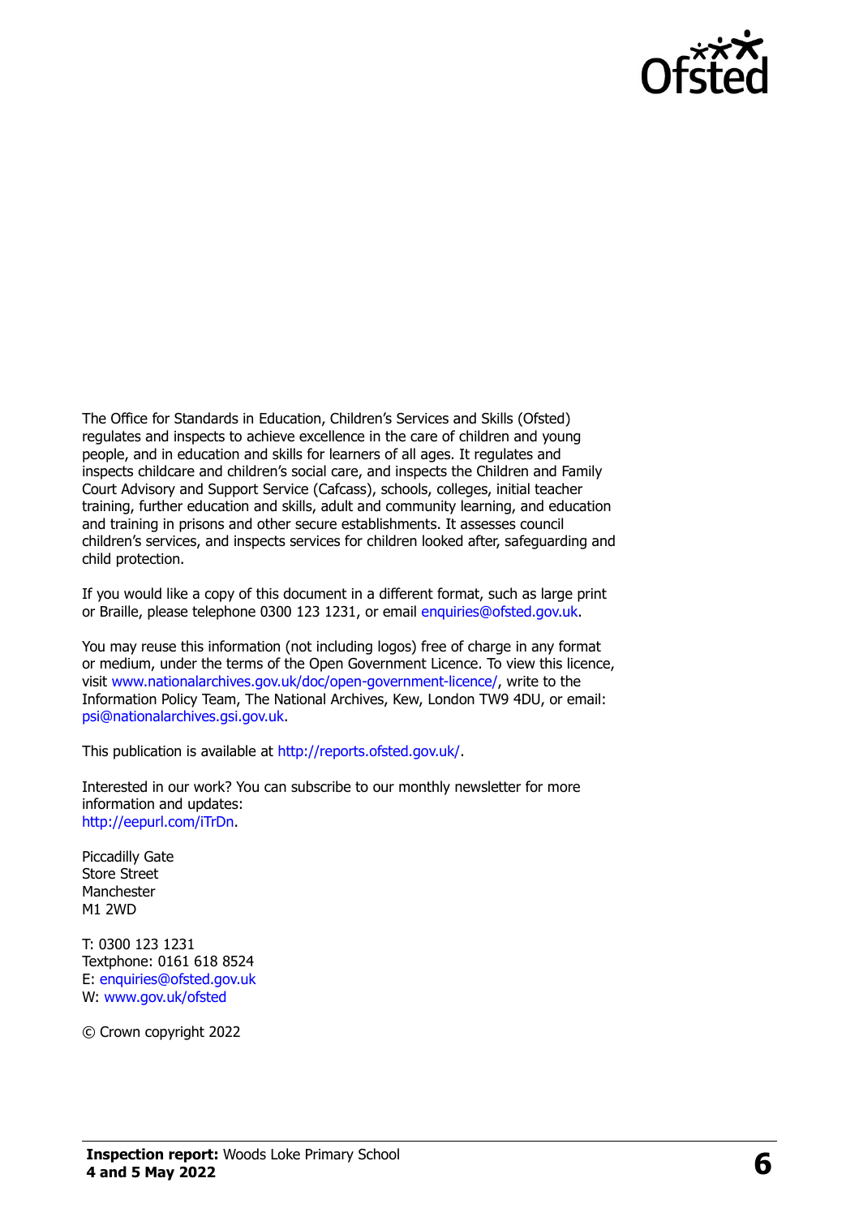The Office for Standards in Education, Children's Services and Skills (Ofsted) regulates and inspects to achieve excellence in the care of children and young people, and in education and skills for learners of all ages. It regulates and inspects childcare and children's social care, and inspects the Children and Family Court Advisory and Support Service (Cafcass), schools, colleges, initial teacher training, further education and skills, adult and community learning, and education and training in prisons and other secure establishments. It assesses council children's services, and inspects services for children looked after, safeguarding and child protection.

If you would like a copy of this document in a different format, such as large print or Braille, please telephone 0300 123 1231, or email enquiries@ofsted.gov.uk.

You may reuse this information (not including logos) free of charge in any format or medium, under the terms of the Open Government Licence. To view this licence, visit www.nationalarchives.gov.uk/doc/open-government-licence/, write to the Information Policy Team, The National Archives, Kew, London TW9 4DU, or email: psi@nationalarchives.gsi.gov.uk.

This publication is available at http://reports.ofsted.gov.uk/.

Interested in our work? You can subscribe to our monthly newsletter for more information and updates:
http://eepurl.com/iTrDn.

Piccadilly Gate
Store Street
Manchester
M1 2WD

T: 0300 123 1231
Textphone: 0161 618 8524
E: enquiries@ofsted.gov.uk
W: www.gov.uk/ofsted

© Crown copyright 2022